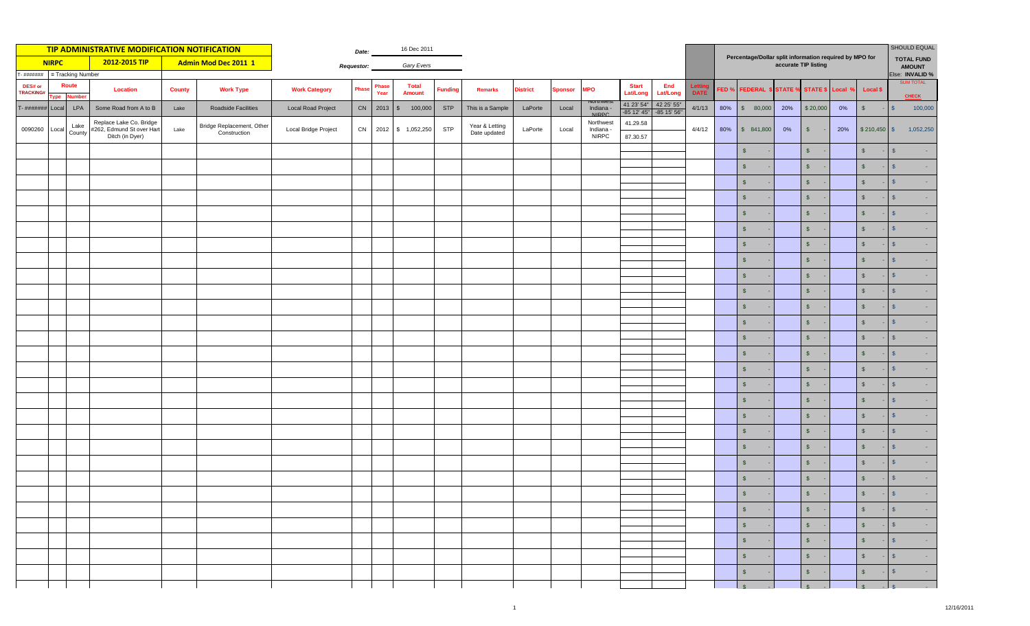| TIP ADMINISTRATIVE MODIFICATION NOTIFICATION | | | | | | | Date: | | 16 Dec 2011 | | | | | | | | | | Percentage/Dollar split information required by MPO for accurate TIP listing | | | | | | | SHOULD EQUAL TOTAL FUND AMOUNT Else: INVALID % |
|---|---|---|---|---|---|---|---|---|---|---|---|---|---|---|---|---|---|---|---|---|---|---|---|---|---|---|
| NIRPC | | | 2012-2015 TIP | Admin Mod Dec 2011 1 | | | Requestor: | | Gary Evers | | | | | | | | | | | | | | | | | |
| T- ####### = Tracking Number | | | | | | | | | | | | | | | | | | | | | | | | | | SUM TOTAL |
| DES# or TRACKING# | Route Type | Route Number | Location | County | Work Type | Work Category | Phase | Phase Year | Total Amount | Funding | Remarks | District | Sponsor | MPO | Start Lat/Long | End Lat/Long | Letting DATE | FED % | FEDERAL $ | STATE % | STATE $ | Local % | Local $ | CHECK |
| T- ####### | Local | LPA | Some Road from A to B | Lake | Roadside Facilities | Local Road Project | CN | 2013 | $ 100,000 | STP | This is a Sample | LaPorte | Local | Northwest Indiana - NIRPC | 41 23' 54" / -85 12' 45" | 42 25' 55" / -85 15' 56" | 4/1/13 | 80% | $ 80,000 | 20% | $ 20,000 | 0% | $ - | $ 100,000 |
| 0090260 | Local | Lake County | Replace Lake Co. Bridge #262, Edmund St over Hart Ditch (in Dyer) | Lake | Bridge Replacement, Other Construction | Local Bridge Project | CN | 2012 | $ 1,052,250 | STP | Year & Letting Date updated | LaPorte | Local | Northwest Indiana - NIRPC | 41.29.58 / 87.30.57 | | 4/4/12 | 80% | $ 841,800 | 0% | $ - | 20% | $ 210,450 | $ 1,052,250 |
| | | | | | | | | | | | | | | | | | | | $ - | | $ - | | $ - | $ - |
| | | | | | | | | | | | | | | | | | | | $ - | | $ - | | $ - | $ - |
| | | | | | | | | | | | | | | | | | | | $ - | | $ - | | $ - | $ - |
| | | | | | | | | | | | | | | | | | | | $ - | | $ - | | $ - | $ - |
| | | | | | | | | | | | | | | | | | | | $ - | | $ - | | $ - | $ - |
| | | | | | | | | | | | | | | | | | | | $ - | | $ - | | $ - | $ - |
| | | | | | | | | | | | | | | | | | | | $ - | | $ - | | $ - | $ - |
| | | | | | | | | | | | | | | | | | | | $ - | | $ - | | $ - | $ - |
| | | | | | | | | | | | | | | | | | | | $ - | | $ - | | $ - | $ - |
| | | | | | | | | | | | | | | | | | | | $ - | | $ - | | $ - | $ - |
| | | | | | | | | | | | | | | | | | | | $ - | | $ - | | $ - | $ - |
| | | | | | | | | | | | | | | | | | | | $ - | | $ - | | $ - | $ - |
| | | | | | | | | | | | | | | | | | | | $ - | | $ - | | $ - | $ - |
| | | | | | | | | | | | | | | | | | | | $ - | | $ - | | $ - | $ - |
| | | | | | | | | | | | | | | | | | | | $ - | | $ - | | $ - | $ - |
| | | | | | | | | | | | | | | | | | | | $ - | | $ - | | $ - | $ - |
| | | | | | | | | | | | | | | | | | | | $ - | | $ - | | $ - | $ - |
| | | | | | | | | | | | | | | | | | | | $ - | | $ - | | $ - | $ - |
| | | | | | | | | | | | | | | | | | | | $ - | | $ - | | $ - | $ - |
| | | | | | | | | | | | | | | | | | | | $ - | | $ - | | $ - | $ - |
| | | | | | | | | | | | | | | | | | | | $ - | | $ - | | $ - | $ - |
| | | | | | | | | | | | | | | | | | | | $ - | | $ - | | $ - | $ - |
| | | | | | | | | | | | | | | | | | | | $ - | | $ - | | $ - | $ - |
| | | | | | | | | | | | | | | | | | | | $ - | | $ - | | $ - | $ - |
| | | | | | | | | | | | | | | | | | | | $ - | | $ - | | $ - | $ - |
| | | | | | | | | | | | | | | | | | | | $ - | | $ - | | $ - | $ - |
| | | | | | | | | | | | | | | | | | | | $ - | | $ - | | $ - | $ - |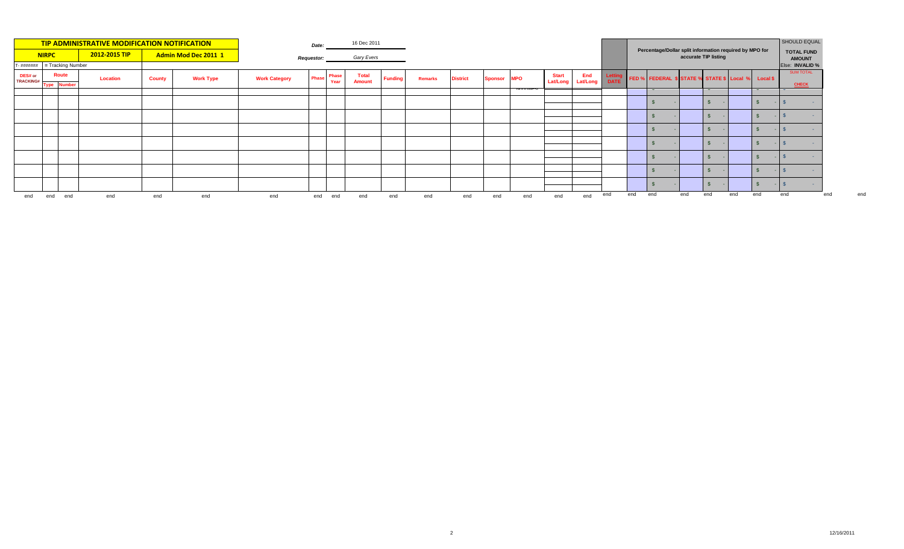## TIP ADMINISTRATIVE MODIFICATION NOTIFICATION

| NIRPC | 2012-2015 TIP | Admin Mod Dec 2011 1 |
|---|---|---|

T- ####### = Tracking Number

Date: 16 Dec 2011

Requestor: *Gary Evers*

Percentage/Dollar split information required by MPO for accurate TIP listing

SHOULD EQUAL **TOTAL FUND AMOUNT** Else: **INVALID %**

| DES# or TRACKING# | Route Type | Route Number | Location | County | Work Type | Work Category | Phase | Phase Year | Total Amount | Funding | Remarks | District | Sponsor | MPO | Start Lat/Long | End Lat/Long | Letting DATE | FED % | FEDERAL $ | STATE % | STATE $ | Local % | Local $ | SUM TOTAL CHECK |
|---|---|---|---|---|---|---|---|---|---|---|---|---|---|---|---|---|---|---|---|---|---|---|---|---|
| | | | | | | | | | | | | | | | | | | | $ - | | $ - | | $ - | $ - |
| | | | | | | | | | | | | | | | | | | | $ - | | $ - | | $ - | $ - |
| | | | | | | | | | | | | | | | | | | | $ - | | $ - | | $ - | $ - |
| | | | | | | | | | | | | | | | | | | | $ - | | $ - | | $ - | $ - |
| | | | | | | | | | | | | | | | | | | | $ - | | $ - | | $ - | $ - |
| | | | | | | | | | | | | | | | | | | | $ - | | $ - | | $ - | $ - |
| | | | | | | | | | | | | | | | | | | | $ - | | $ - | | $ - | $ - |
| end | end | end | end | end | end | end | end | end | end | end | end | end | end | end | end | end | end | end | end | end | end | end | end | end |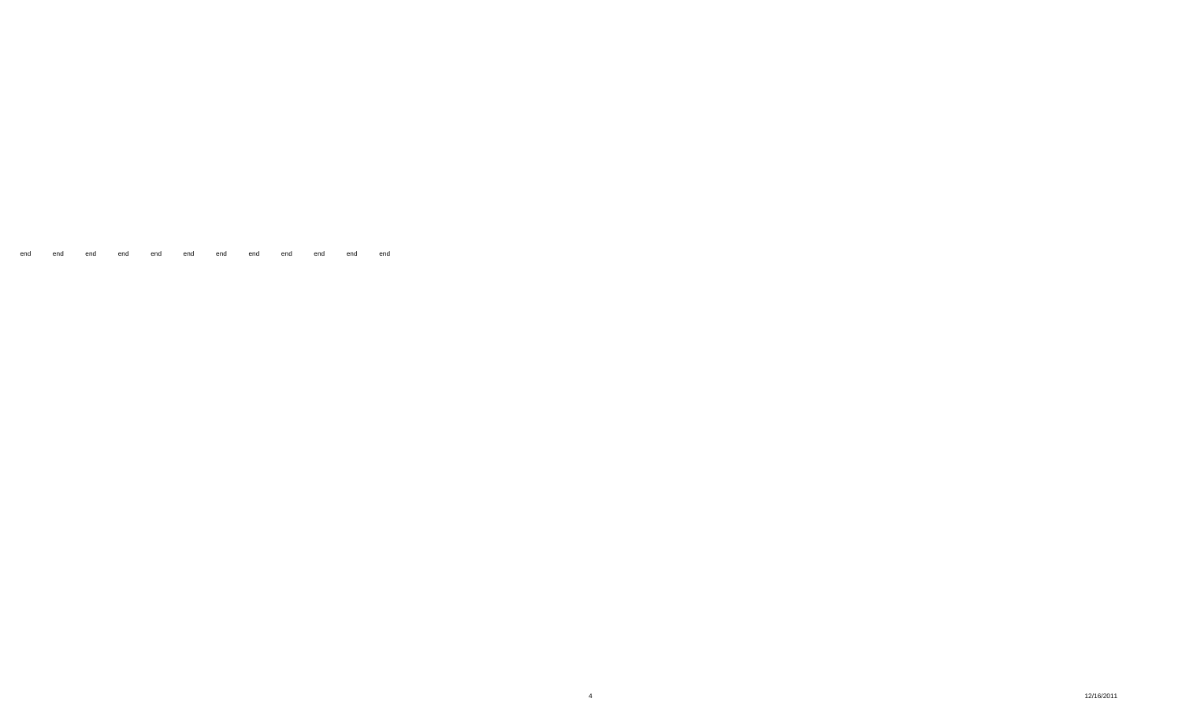| | | | | | | | | | | | |
|---|---|---|---|---|---|---|---|---|---|---|---|
| end | end | end | end | end | end | end | end | end | end | end | end |

12/16/2011